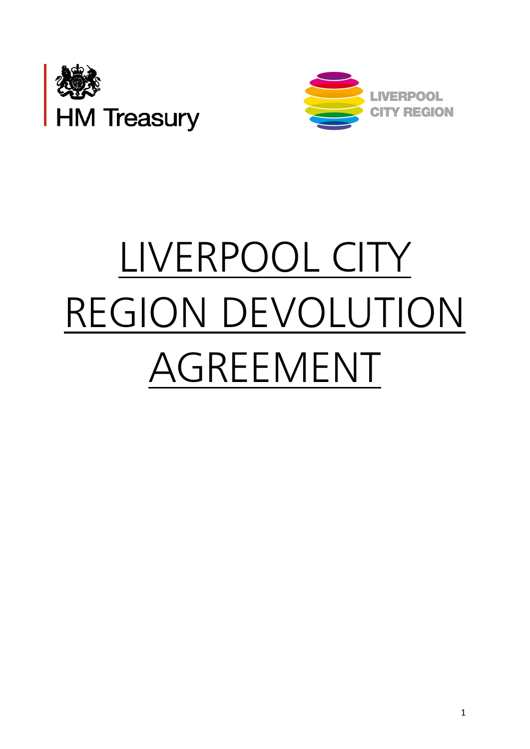HM Treasury

LIVERPOOL CITY REGION

# LIVERPOOL CITY REGION DEVOLUTION AGREEMENT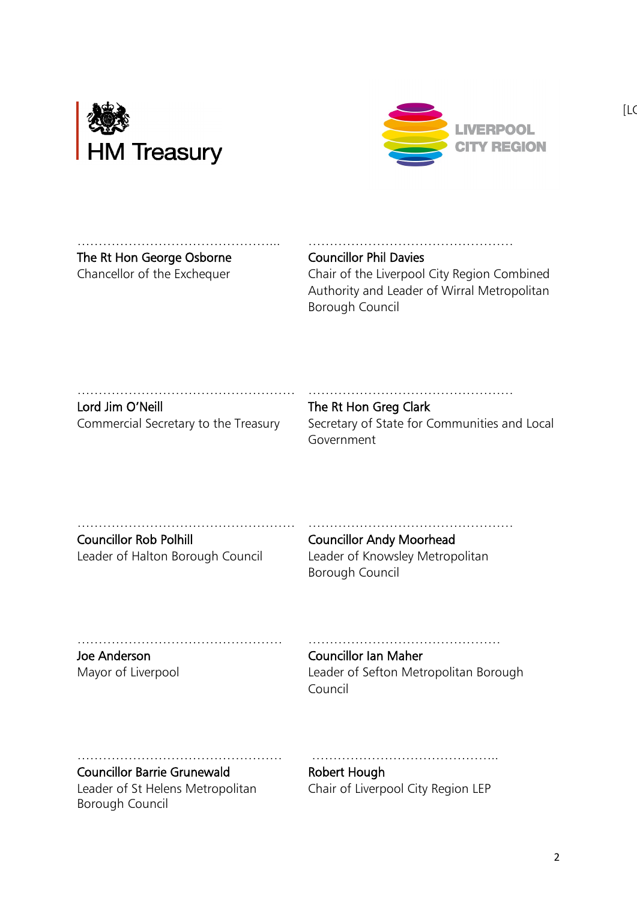HM Treasury

LIVERPOOL CITY REGION

[LC

…………………………………………...
**The Rt Hon George Osborne**
Chancellor of the Exchequer

…………………………………………
**Councillor Phil Davies**
Chair of the Liverpool City Region Combined Authority and Leader of Wirral Metropolitan Borough Council

……………………………………………
**Lord Jim O'Neill**
Commercial Secretary to the Treasury

…………………………………………
**The Rt Hon Greg Clark**
Secretary of State for Communities and Local Government

……………………………………………
**Councillor Rob Polhill**
Leader of Halton Borough Council

…………………………………………
**Councillor Andy Moorhead**
Leader of Knowsley Metropolitan Borough Council

…………………………………………
**Joe Anderson**
Mayor of Liverpool

………………………………………
**Councillor Ian Maher**
Leader of Sefton Metropolitan Borough Council

…………………………………………
**Councillor Barrie Grunewald**
Leader of St Helens Metropolitan Borough Council

……………………………………..
**Robert Hough**
Chair of Liverpool City Region LEP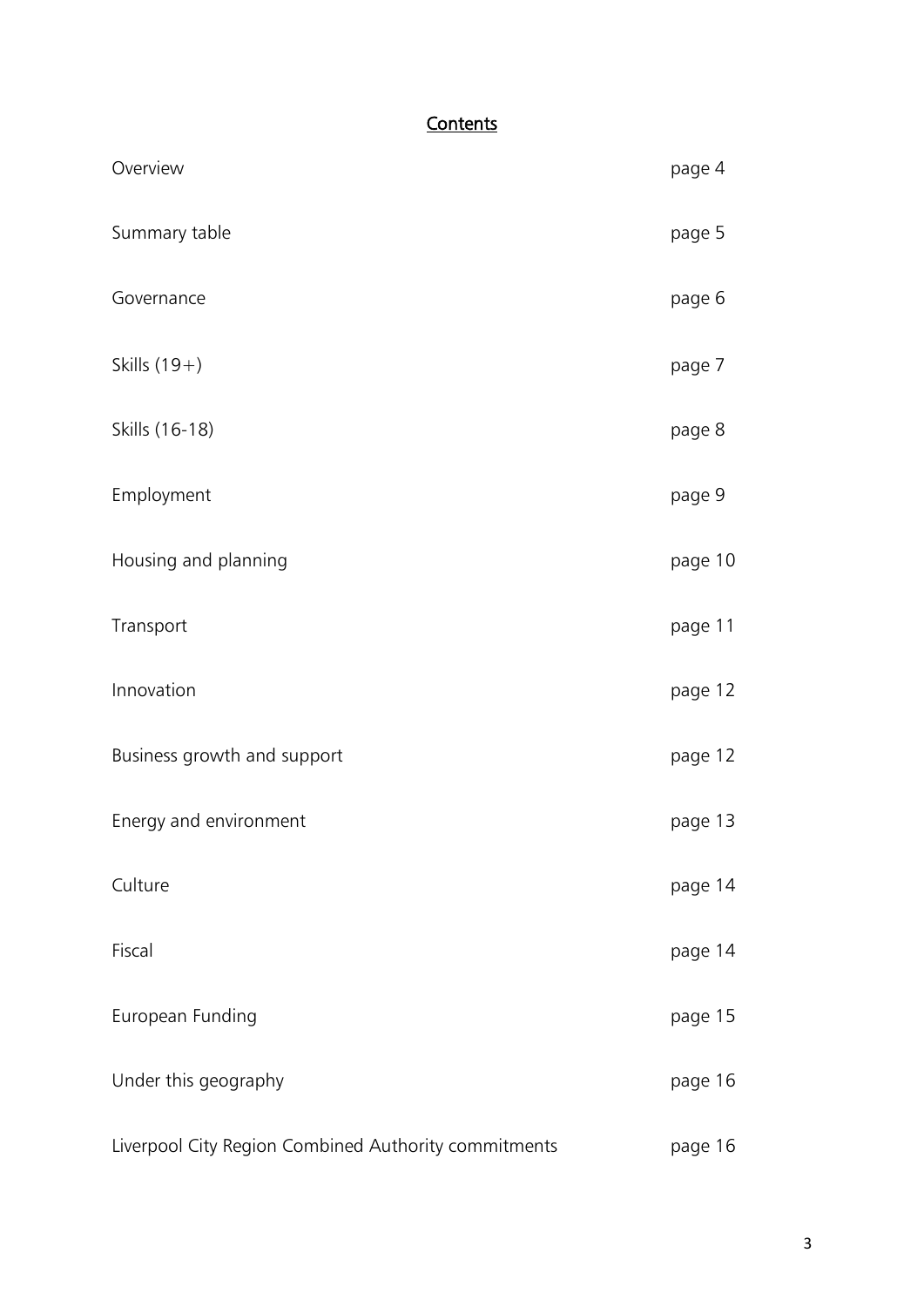## Contents

| | |
|---|---|
| Overview | page 4 |
| Summary table | page 5 |
| Governance | page 6 |
| Skills (19+) | page 7 |
| Skills (16-18) | page 8 |
| Employment | page 9 |
| Housing and planning | page 10 |
| Transport | page 11 |
| Innovation | page 12 |
| Business growth and support | page 12 |
| Energy and environment | page 13 |
| Culture | page 14 |
| Fiscal | page 14 |
| European Funding | page 15 |
| Under this geography | page 16 |
| Liverpool City Region Combined Authority commitments | page 16 |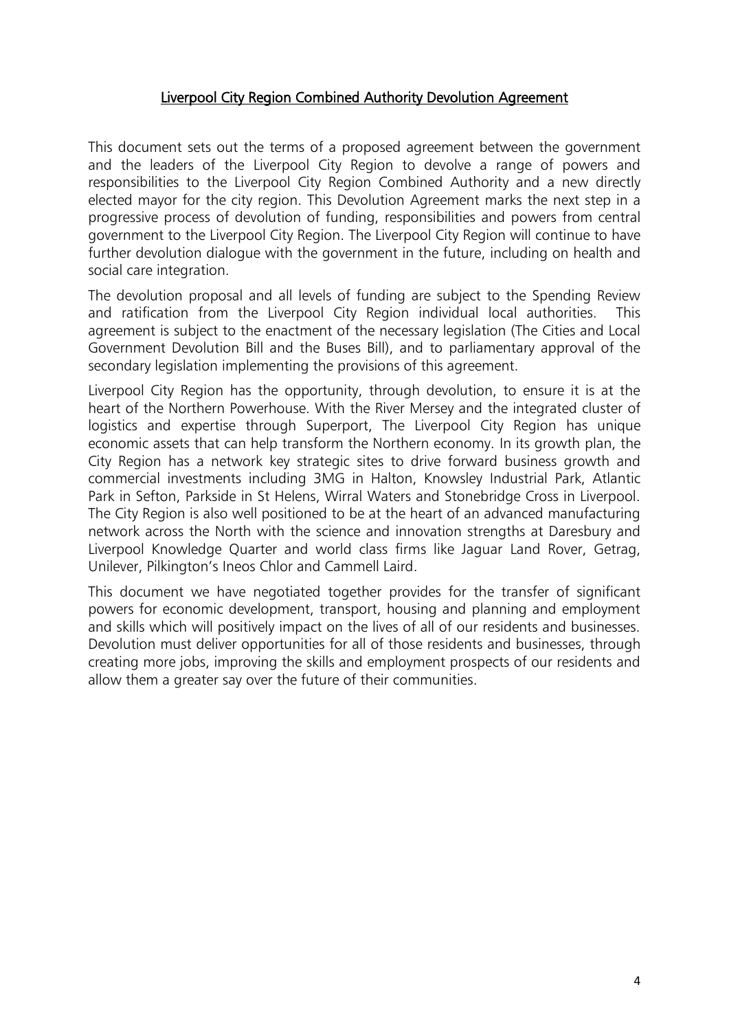# Liverpool City Region Combined Authority Devolution Agreement

This document sets out the terms of a proposed agreement between the government and the leaders of the Liverpool City Region to devolve a range of powers and responsibilities to the Liverpool City Region Combined Authority and a new directly elected mayor for the city region. This Devolution Agreement marks the next step in a progressive process of devolution of funding, responsibilities and powers from central government to the Liverpool City Region. The Liverpool City Region will continue to have further devolution dialogue with the government in the future, including on health and social care integration.

The devolution proposal and all levels of funding are subject to the Spending Review and ratification from the Liverpool City Region individual local authorities. This agreement is subject to the enactment of the necessary legislation (The Cities and Local Government Devolution Bill and the Buses Bill), and to parliamentary approval of the secondary legislation implementing the provisions of this agreement.

Liverpool City Region has the opportunity, through devolution, to ensure it is at the heart of the Northern Powerhouse. With the River Mersey and the integrated cluster of logistics and expertise through Superport, The Liverpool City Region has unique economic assets that can help transform the Northern economy. In its growth plan, the City Region has a network key strategic sites to drive forward business growth and commercial investments including 3MG in Halton, Knowsley Industrial Park, Atlantic Park in Sefton, Parkside in St Helens, Wirral Waters and Stonebridge Cross in Liverpool. The City Region is also well positioned to be at the heart of an advanced manufacturing network across the North with the science and innovation strengths at Daresbury and Liverpool Knowledge Quarter and world class firms like Jaguar Land Rover, Getrag, Unilever, Pilkington's Ineos Chlor and Cammell Laird.

This document we have negotiated together provides for the transfer of significant powers for economic development, transport, housing and planning and employment and skills which will positively impact on the lives of all of our residents and businesses. Devolution must deliver opportunities for all of those residents and businesses, through creating more jobs, improving the skills and employment prospects of our residents and allow them a greater say over the future of their communities.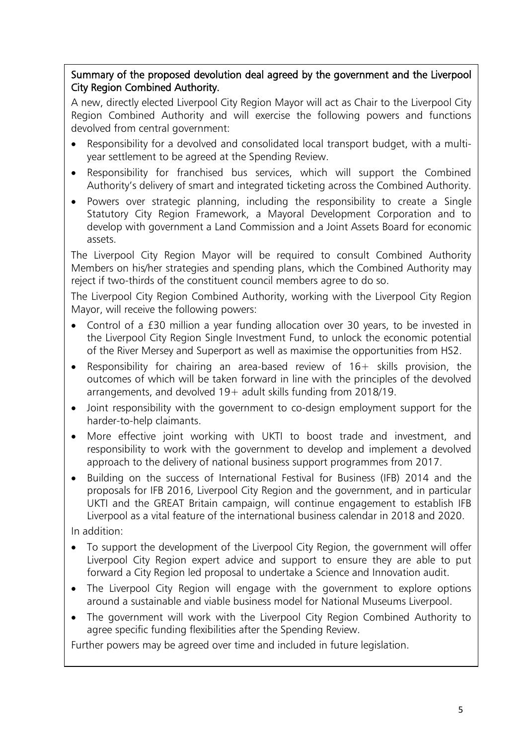**Summary of the proposed devolution deal agreed by the government and the Liverpool City Region Combined Authority.**

A new, directly elected Liverpool City Region Mayor will act as Chair to the Liverpool City Region Combined Authority and will exercise the following powers and functions devolved from central government:

- Responsibility for a devolved and consolidated local transport budget, with a multi-year settlement to be agreed at the Spending Review.
- Responsibility for franchised bus services, which will support the Combined Authority's delivery of smart and integrated ticketing across the Combined Authority.
- Powers over strategic planning, including the responsibility to create a Single Statutory City Region Framework, a Mayoral Development Corporation and to develop with government a Land Commission and a Joint Assets Board for economic assets.

The Liverpool City Region Mayor will be required to consult Combined Authority Members on his/her strategies and spending plans, which the Combined Authority may reject if two-thirds of the constituent council members agree to do so.

The Liverpool City Region Combined Authority, working with the Liverpool City Region Mayor, will receive the following powers:

- Control of a £30 million a year funding allocation over 30 years, to be invested in the Liverpool City Region Single Investment Fund, to unlock the economic potential of the River Mersey and Superport as well as maximise the opportunities from HS2.
- Responsibility for chairing an area-based review of 16+ skills provision, the outcomes of which will be taken forward in line with the principles of the devolved arrangements, and devolved 19+ adult skills funding from 2018/19.
- Joint responsibility with the government to co-design employment support for the harder-to-help claimants.
- More effective joint working with UKTI to boost trade and investment, and responsibility to work with the government to develop and implement a devolved approach to the delivery of national business support programmes from 2017.
- Building on the success of International Festival for Business (IFB) 2014 and the proposals for IFB 2016, Liverpool City Region and the government, and in particular UKTI and the GREAT Britain campaign, will continue engagement to establish IFB Liverpool as a vital feature of the international business calendar in 2018 and 2020.

In addition:

- To support the development of the Liverpool City Region, the government will offer Liverpool City Region expert advice and support to ensure they are able to put forward a City Region led proposal to undertake a Science and Innovation audit.
- The Liverpool City Region will engage with the government to explore options around a sustainable and viable business model for National Museums Liverpool.
- The government will work with the Liverpool City Region Combined Authority to agree specific funding flexibilities after the Spending Review.

Further powers may be agreed over time and included in future legislation.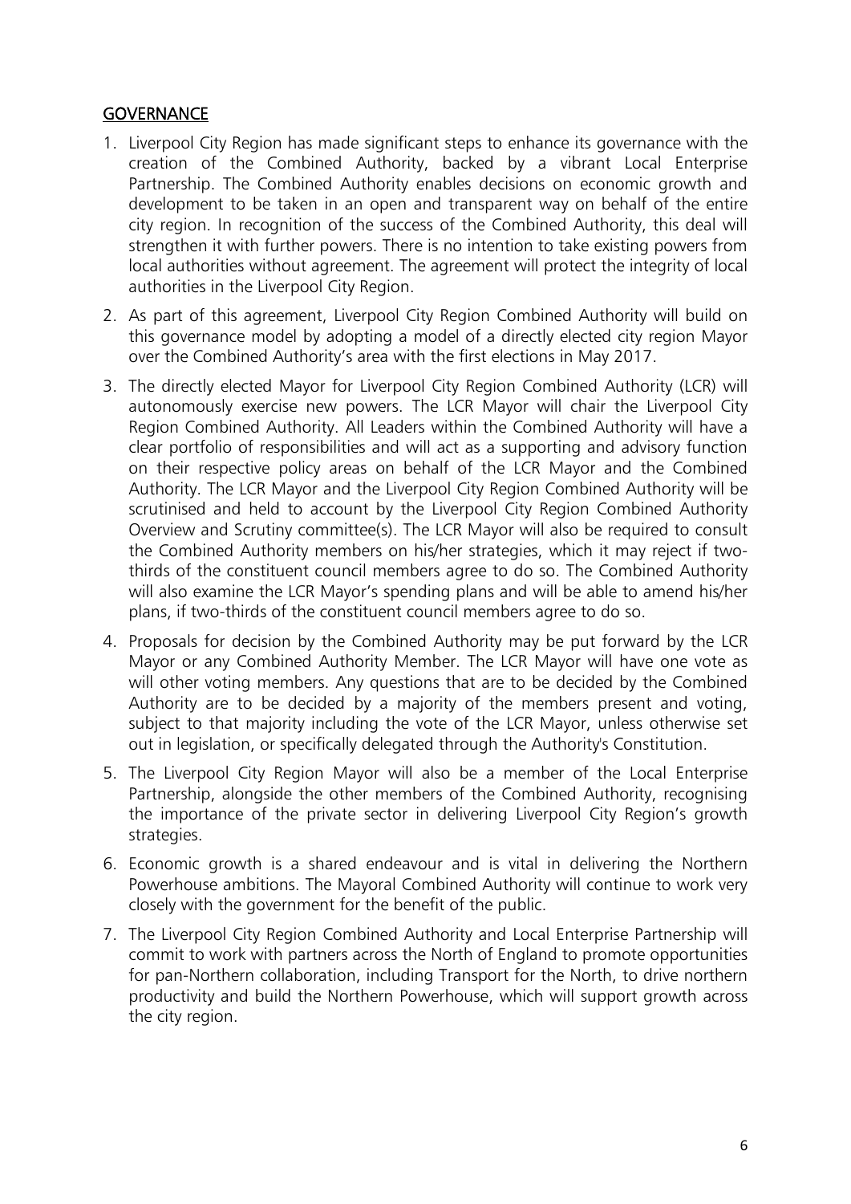## GOVERNANCE

1. Liverpool City Region has made significant steps to enhance its governance with the creation of the Combined Authority, backed by a vibrant Local Enterprise Partnership. The Combined Authority enables decisions on economic growth and development to be taken in an open and transparent way on behalf of the entire city region. In recognition of the success of the Combined Authority, this deal will strengthen it with further powers. There is no intention to take existing powers from local authorities without agreement. The agreement will protect the integrity of local authorities in the Liverpool City Region.

2. As part of this agreement, Liverpool City Region Combined Authority will build on this governance model by adopting a model of a directly elected city region Mayor over the Combined Authority's area with the first elections in May 2017.

3. The directly elected Mayor for Liverpool City Region Combined Authority (LCR) will autonomously exercise new powers. The LCR Mayor will chair the Liverpool City Region Combined Authority. All Leaders within the Combined Authority will have a clear portfolio of responsibilities and will act as a supporting and advisory function on their respective policy areas on behalf of the LCR Mayor and the Combined Authority. The LCR Mayor and the Liverpool City Region Combined Authority will be scrutinised and held to account by the Liverpool City Region Combined Authority Overview and Scrutiny committee(s). The LCR Mayor will also be required to consult the Combined Authority members on his/her strategies, which it may reject if two-thirds of the constituent council members agree to do so. The Combined Authority will also examine the LCR Mayor's spending plans and will be able to amend his/her plans, if two-thirds of the constituent council members agree to do so.

4. Proposals for decision by the Combined Authority may be put forward by the LCR Mayor or any Combined Authority Member. The LCR Mayor will have one vote as will other voting members. Any questions that are to be decided by the Combined Authority are to be decided by a majority of the members present and voting, subject to that majority including the vote of the LCR Mayor, unless otherwise set out in legislation, or specifically delegated through the Authority's Constitution.

5. The Liverpool City Region Mayor will also be a member of the Local Enterprise Partnership, alongside the other members of the Combined Authority, recognising the importance of the private sector in delivering Liverpool City Region's growth strategies.

6. Economic growth is a shared endeavour and is vital in delivering the Northern Powerhouse ambitions. The Mayoral Combined Authority will continue to work very closely with the government for the benefit of the public.

7. The Liverpool City Region Combined Authority and Local Enterprise Partnership will commit to work with partners across the North of England to promote opportunities for pan-Northern collaboration, including Transport for the North, to drive northern productivity and build the Northern Powerhouse, which will support growth across the city region.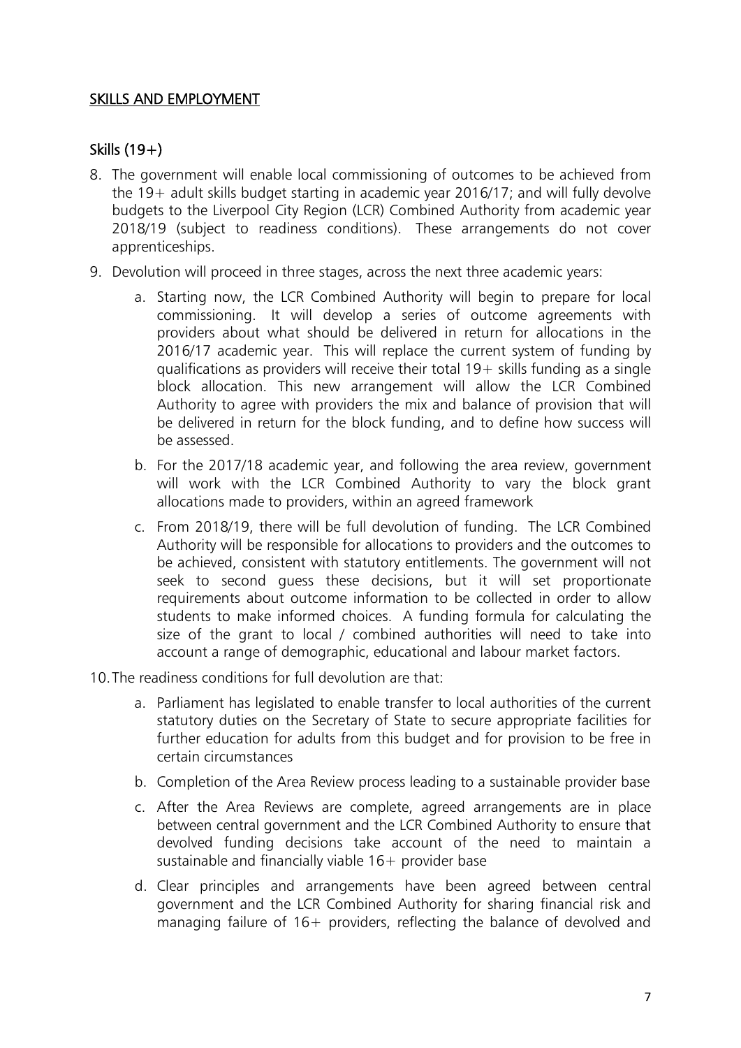## SKILLS AND EMPLOYMENT

### Skills (19+)

8. The government will enable local commissioning of outcomes to be achieved from the 19+ adult skills budget starting in academic year 2016/17; and will fully devolve budgets to the Liverpool City Region (LCR) Combined Authority from academic year 2018/19 (subject to readiness conditions). These arrangements do not cover apprenticeships.

9. Devolution will proceed in three stages, across the next three academic years:

   a. Starting now, the LCR Combined Authority will begin to prepare for local commissioning. It will develop a series of outcome agreements with providers about what should be delivered in return for allocations in the 2016/17 academic year. This will replace the current system of funding by qualifications as providers will receive their total 19+ skills funding as a single block allocation. This new arrangement will allow the LCR Combined Authority to agree with providers the mix and balance of provision that will be delivered in return for the block funding, and to define how success will be assessed.

   b. For the 2017/18 academic year, and following the area review, government will work with the LCR Combined Authority to vary the block grant allocations made to providers, within an agreed framework

   c. From 2018/19, there will be full devolution of funding. The LCR Combined Authority will be responsible for allocations to providers and the outcomes to be achieved, consistent with statutory entitlements. The government will not seek to second guess these decisions, but it will set proportionate requirements about outcome information to be collected in order to allow students to make informed choices. A funding formula for calculating the size of the grant to local / combined authorities will need to take into account a range of demographic, educational and labour market factors.

10. The readiness conditions for full devolution are that:

    a. Parliament has legislated to enable transfer to local authorities of the current statutory duties on the Secretary of State to secure appropriate facilities for further education for adults from this budget and for provision to be free in certain circumstances

    b. Completion of the Area Review process leading to a sustainable provider base

    c. After the Area Reviews are complete, agreed arrangements are in place between central government and the LCR Combined Authority to ensure that devolved funding decisions take account of the need to maintain a sustainable and financially viable 16+ provider base

    d. Clear principles and arrangements have been agreed between central government and the LCR Combined Authority for sharing financial risk and managing failure of 16+ providers, reflecting the balance of devolved and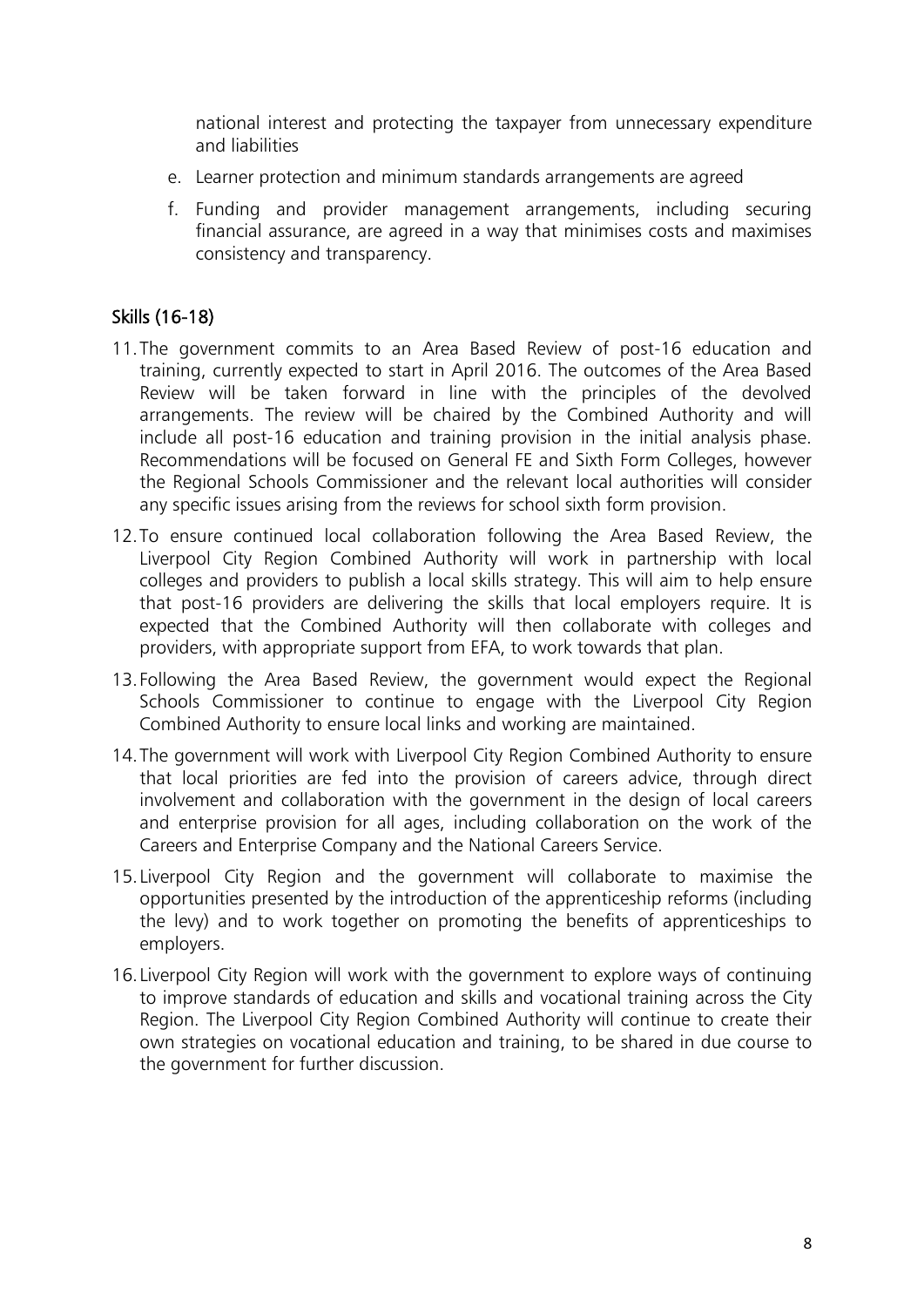national interest and protecting the taxpayer from unnecessary expenditure and liabilities

e. Learner protection and minimum standards arrangements are agreed

f. Funding and provider management arrangements, including securing financial assurance, are agreed in a way that minimises costs and maximises consistency and transparency.

## Skills (16-18)

11. The government commits to an Area Based Review of post-16 education and training, currently expected to start in April 2016. The outcomes of the Area Based Review will be taken forward in line with the principles of the devolved arrangements. The review will be chaired by the Combined Authority and will include all post-16 education and training provision in the initial analysis phase. Recommendations will be focused on General FE and Sixth Form Colleges, however the Regional Schools Commissioner and the relevant local authorities will consider any specific issues arising from the reviews for school sixth form provision.

12. To ensure continued local collaboration following the Area Based Review, the Liverpool City Region Combined Authority will work in partnership with local colleges and providers to publish a local skills strategy. This will aim to help ensure that post-16 providers are delivering the skills that local employers require. It is expected that the Combined Authority will then collaborate with colleges and providers, with appropriate support from EFA, to work towards that plan.

13. Following the Area Based Review, the government would expect the Regional Schools Commissioner to continue to engage with the Liverpool City Region Combined Authority to ensure local links and working are maintained.

14. The government will work with Liverpool City Region Combined Authority to ensure that local priorities are fed into the provision of careers advice, through direct involvement and collaboration with the government in the design of local careers and enterprise provision for all ages, including collaboration on the work of the Careers and Enterprise Company and the National Careers Service.

15. Liverpool City Region and the government will collaborate to maximise the opportunities presented by the introduction of the apprenticeship reforms (including the levy) and to work together on promoting the benefits of apprenticeships to employers.

16. Liverpool City Region will work with the government to explore ways of continuing to improve standards of education and skills and vocational training across the City Region. The Liverpool City Region Combined Authority will continue to create their own strategies on vocational education and training, to be shared in due course to the government for further discussion.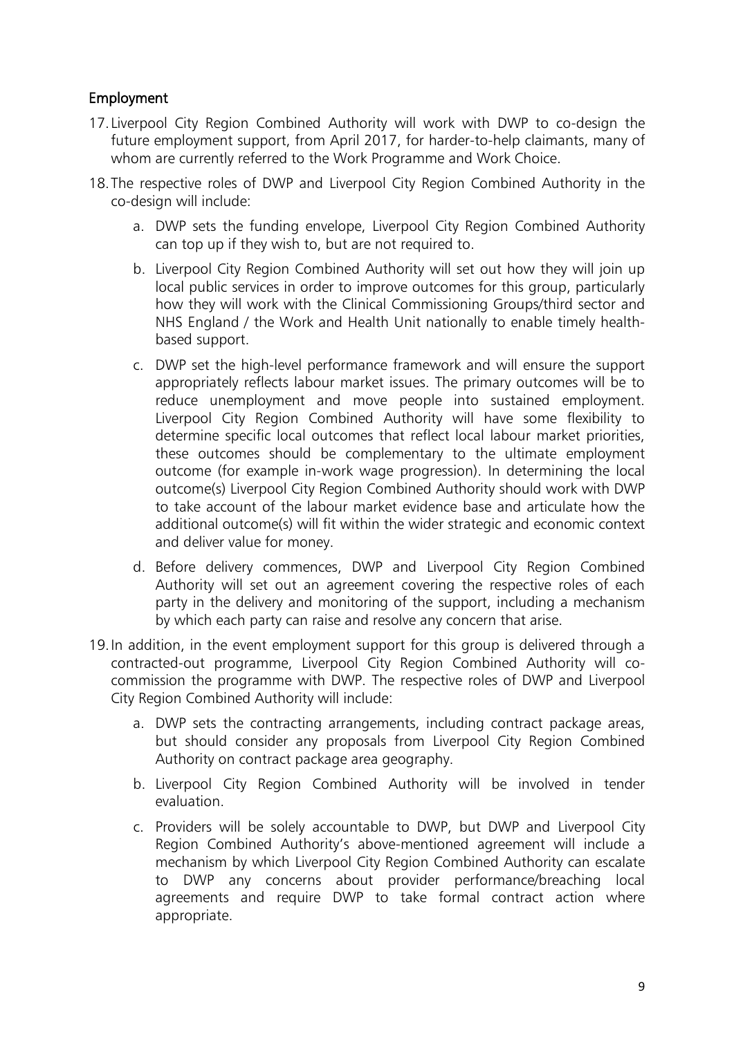## Employment

17. Liverpool City Region Combined Authority will work with DWP to co-design the future employment support, from April 2017, for harder-to-help claimants, many of whom are currently referred to the Work Programme and Work Choice.

18. The respective roles of DWP and Liverpool City Region Combined Authority in the co-design will include:

    a. DWP sets the funding envelope, Liverpool City Region Combined Authority can top up if they wish to, but are not required to.

    b. Liverpool City Region Combined Authority will set out how they will join up local public services in order to improve outcomes for this group, particularly how they will work with the Clinical Commissioning Groups/third sector and NHS England / the Work and Health Unit nationally to enable timely health-based support.

    c. DWP set the high-level performance framework and will ensure the support appropriately reflects labour market issues. The primary outcomes will be to reduce unemployment and move people into sustained employment. Liverpool City Region Combined Authority will have some flexibility to determine specific local outcomes that reflect local labour market priorities, these outcomes should be complementary to the ultimate employment outcome (for example in-work wage progression). In determining the local outcome(s) Liverpool City Region Combined Authority should work with DWP to take account of the labour market evidence base and articulate how the additional outcome(s) will fit within the wider strategic and economic context and deliver value for money.

    d. Before delivery commences, DWP and Liverpool City Region Combined Authority will set out an agreement covering the respective roles of each party in the delivery and monitoring of the support, including a mechanism by which each party can raise and resolve any concern that arise.

19. In addition, in the event employment support for this group is delivered through a contracted-out programme, Liverpool City Region Combined Authority will co-commission the programme with DWP. The respective roles of DWP and Liverpool City Region Combined Authority will include:

    a. DWP sets the contracting arrangements, including contract package areas, but should consider any proposals from Liverpool City Region Combined Authority on contract package area geography.

    b. Liverpool City Region Combined Authority will be involved in tender evaluation.

    c. Providers will be solely accountable to DWP, but DWP and Liverpool City Region Combined Authority's above-mentioned agreement will include a mechanism by which Liverpool City Region Combined Authority can escalate to DWP any concerns about provider performance/breaching local agreements and require DWP to take formal contract action where appropriate.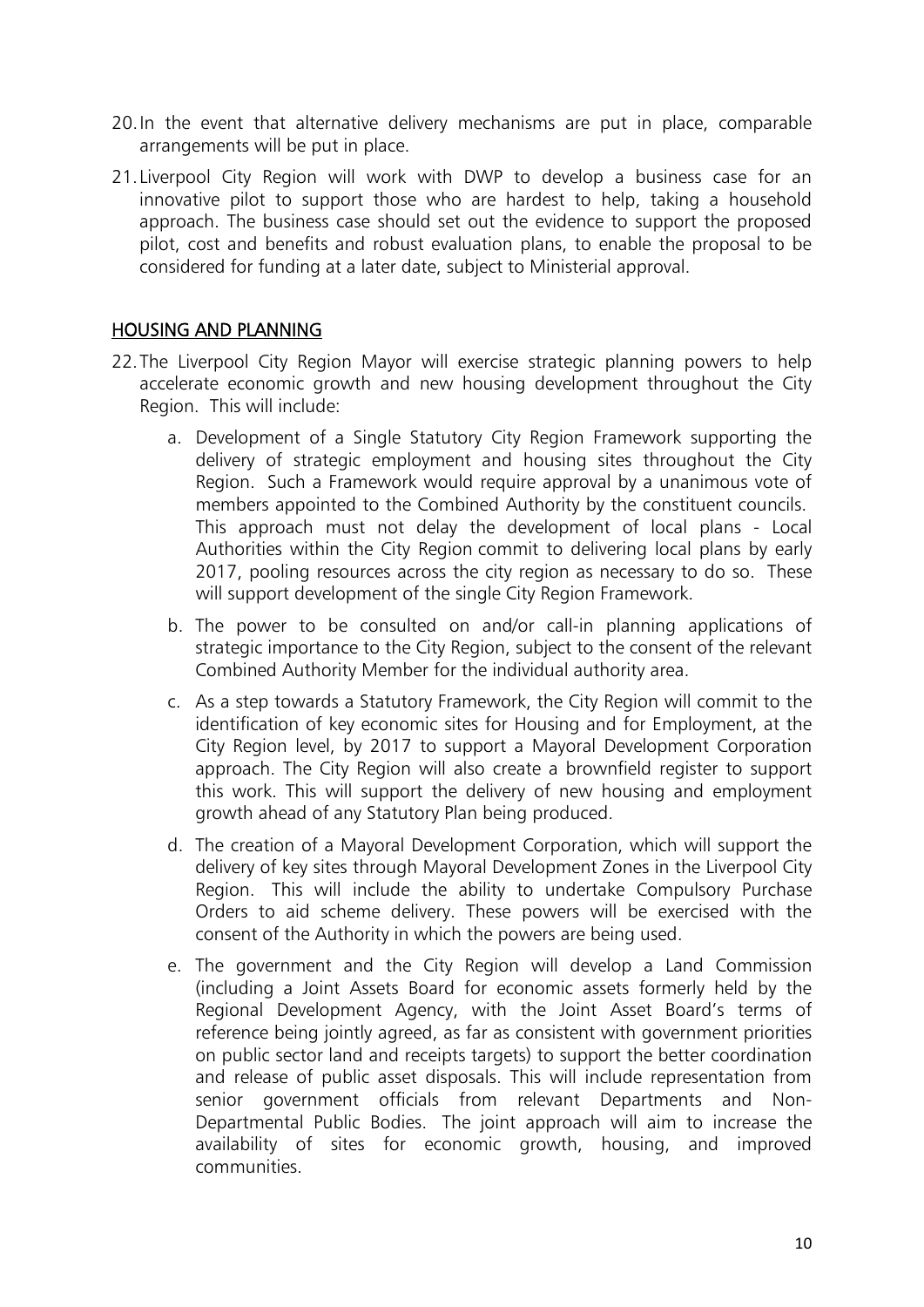20. In the event that alternative delivery mechanisms are put in place, comparable arrangements will be put in place.

21. Liverpool City Region will work with DWP to develop a business case for an innovative pilot to support those who are hardest to help, taking a household approach. The business case should set out the evidence to support the proposed pilot, cost and benefits and robust evaluation plans, to enable the proposal to be considered for funding at a later date, subject to Ministerial approval.

## HOUSING AND PLANNING

22. The Liverpool City Region Mayor will exercise strategic planning powers to help accelerate economic growth and new housing development throughout the City Region. This will include:

    a. Development of a Single Statutory City Region Framework supporting the delivery of strategic employment and housing sites throughout the City Region. Such a Framework would require approval by a unanimous vote of members appointed to the Combined Authority by the constituent councils. This approach must not delay the development of local plans - Local Authorities within the City Region commit to delivering local plans by early 2017, pooling resources across the city region as necessary to do so. These will support development of the single City Region Framework.

    b. The power to be consulted on and/or call-in planning applications of strategic importance to the City Region, subject to the consent of the relevant Combined Authority Member for the individual authority area.

    c. As a step towards a Statutory Framework, the City Region will commit to the identification of key economic sites for Housing and for Employment, at the City Region level, by 2017 to support a Mayoral Development Corporation approach. The City Region will also create a brownfield register to support this work. This will support the delivery of new housing and employment growth ahead of any Statutory Plan being produced.

    d. The creation of a Mayoral Development Corporation, which will support the delivery of key sites through Mayoral Development Zones in the Liverpool City Region. This will include the ability to undertake Compulsory Purchase Orders to aid scheme delivery. These powers will be exercised with the consent of the Authority in which the powers are being used.

    e. The government and the City Region will develop a Land Commission (including a Joint Assets Board for economic assets formerly held by the Regional Development Agency, with the Joint Asset Board's terms of reference being jointly agreed, as far as consistent with government priorities on public sector land and receipts targets) to support the better coordination and release of public asset disposals. This will include representation from senior government officials from relevant Departments and Non-Departmental Public Bodies. The joint approach will aim to increase the availability of sites for economic growth, housing, and improved communities.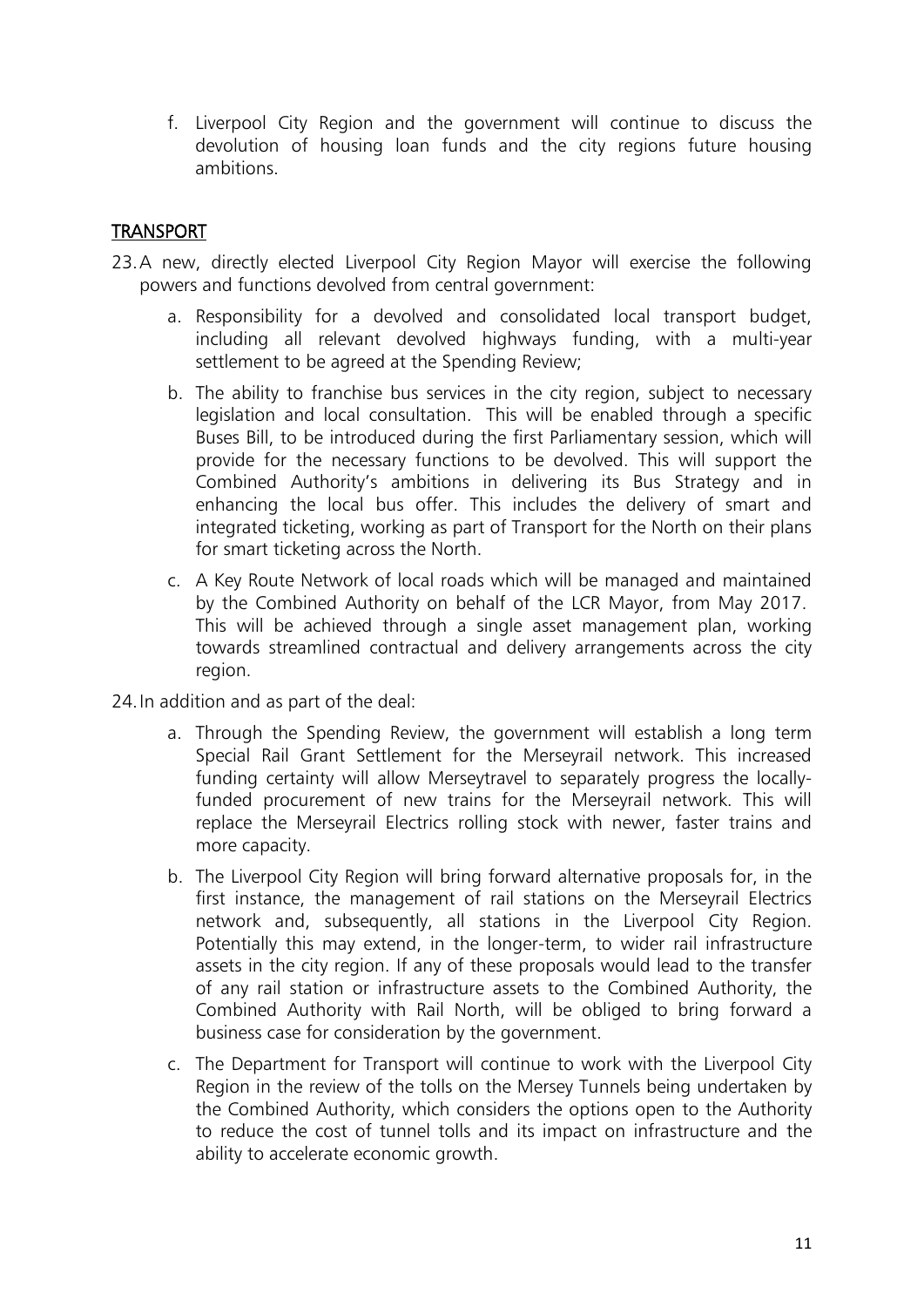f. Liverpool City Region and the government will continue to discuss the devolution of housing loan funds and the city regions future housing ambitions.

## TRANSPORT

23. A new, directly elected Liverpool City Region Mayor will exercise the following powers and functions devolved from central government:

    a. Responsibility for a devolved and consolidated local transport budget, including all relevant devolved highways funding, with a multi-year settlement to be agreed at the Spending Review;

    b. The ability to franchise bus services in the city region, subject to necessary legislation and local consultation. This will be enabled through a specific Buses Bill, to be introduced during the first Parliamentary session, which will provide for the necessary functions to be devolved. This will support the Combined Authority's ambitions in delivering its Bus Strategy and in enhancing the local bus offer. This includes the delivery of smart and integrated ticketing, working as part of Transport for the North on their plans for smart ticketing across the North.

    c. A Key Route Network of local roads which will be managed and maintained by the Combined Authority on behalf of the LCR Mayor, from May 2017. This will be achieved through a single asset management plan, working towards streamlined contractual and delivery arrangements across the city region.

24. In addition and as part of the deal:

    a. Through the Spending Review, the government will establish a long term Special Rail Grant Settlement for the Merseyrail network. This increased funding certainty will allow Merseytravel to separately progress the locally-funded procurement of new trains for the Merseyrail network. This will replace the Merseyrail Electrics rolling stock with newer, faster trains and more capacity.

    b. The Liverpool City Region will bring forward alternative proposals for, in the first instance, the management of rail stations on the Merseyrail Electrics network and, subsequently, all stations in the Liverpool City Region. Potentially this may extend, in the longer-term, to wider rail infrastructure assets in the city region. If any of these proposals would lead to the transfer of any rail station or infrastructure assets to the Combined Authority, the Combined Authority with Rail North, will be obliged to bring forward a business case for consideration by the government.

    c. The Department for Transport will continue to work with the Liverpool City Region in the review of the tolls on the Mersey Tunnels being undertaken by the Combined Authority, which considers the options open to the Authority to reduce the cost of tunnel tolls and its impact on infrastructure and the ability to accelerate economic growth.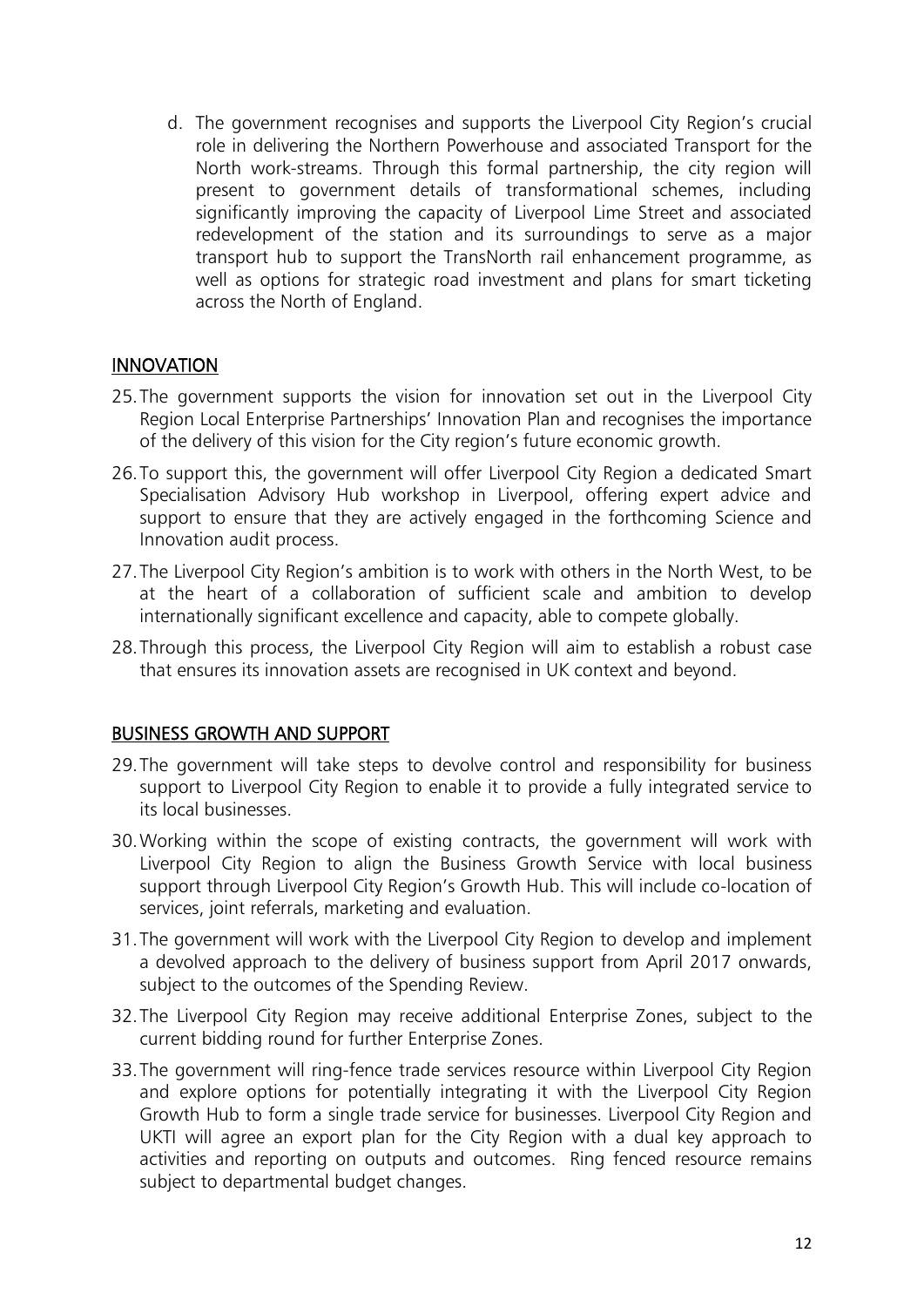d. The government recognises and supports the Liverpool City Region's crucial role in delivering the Northern Powerhouse and associated Transport for the North work-streams. Through this formal partnership, the city region will present to government details of transformational schemes, including significantly improving the capacity of Liverpool Lime Street and associated redevelopment of the station and its surroundings to serve as a major transport hub to support the TransNorth rail enhancement programme, as well as options for strategic road investment and plans for smart ticketing across the North of England.

## INNOVATION

25. The government supports the vision for innovation set out in the Liverpool City Region Local Enterprise Partnerships' Innovation Plan and recognises the importance of the delivery of this vision for the City region's future economic growth.
26. To support this, the government will offer Liverpool City Region a dedicated Smart Specialisation Advisory Hub workshop in Liverpool, offering expert advice and support to ensure that they are actively engaged in the forthcoming Science and Innovation audit process.
27. The Liverpool City Region's ambition is to work with others in the North West, to be at the heart of a collaboration of sufficient scale and ambition to develop internationally significant excellence and capacity, able to compete globally.
28. Through this process, the Liverpool City Region will aim to establish a robust case that ensures its innovation assets are recognised in UK context and beyond.

## BUSINESS GROWTH AND SUPPORT

29. The government will take steps to devolve control and responsibility for business support to Liverpool City Region to enable it to provide a fully integrated service to its local businesses.
30. Working within the scope of existing contracts, the government will work with Liverpool City Region to align the Business Growth Service with local business support through Liverpool City Region's Growth Hub. This will include co-location of services, joint referrals, marketing and evaluation.
31. The government will work with the Liverpool City Region to develop and implement a devolved approach to the delivery of business support from April 2017 onwards, subject to the outcomes of the Spending Review.
32. The Liverpool City Region may receive additional Enterprise Zones, subject to the current bidding round for further Enterprise Zones.
33. The government will ring-fence trade services resource within Liverpool City Region and explore options for potentially integrating it with the Liverpool City Region Growth Hub to form a single trade service for businesses. Liverpool City Region and UKTI will agree an export plan for the City Region with a dual key approach to activities and reporting on outputs and outcomes. Ring fenced resource remains subject to departmental budget changes.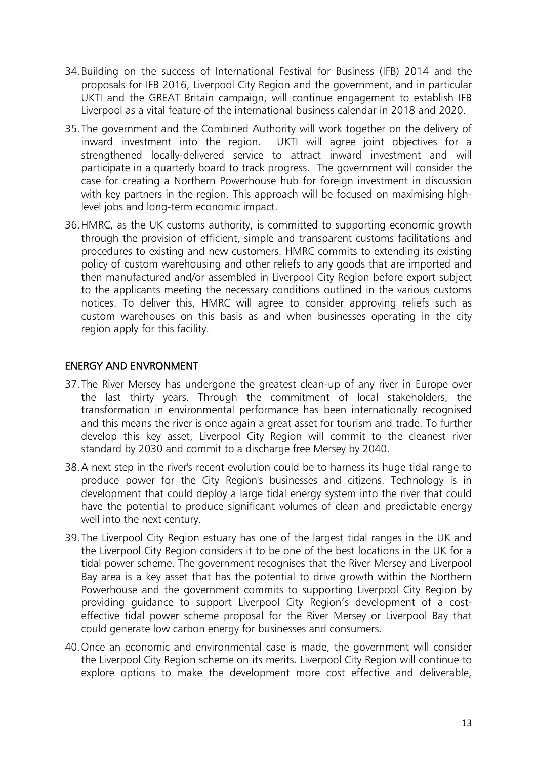34. Building on the success of International Festival for Business (IFB) 2014 and the proposals for IFB 2016, Liverpool City Region and the government, and in particular UKTI and the GREAT Britain campaign, will continue engagement to establish IFB Liverpool as a vital feature of the international business calendar in 2018 and 2020.

35. The government and the Combined Authority will work together on the delivery of inward investment into the region. UKTI will agree joint objectives for a strengthened locally-delivered service to attract inward investment and will participate in a quarterly board to track progress. The government will consider the case for creating a Northern Powerhouse hub for foreign investment in discussion with key partners in the region. This approach will be focused on maximising high-level jobs and long-term economic impact.

36. HMRC, as the UK customs authority, is committed to supporting economic growth through the provision of efficient, simple and transparent customs facilitations and procedures to existing and new customers. HMRC commits to extending its existing policy of custom warehousing and other reliefs to any goods that are imported and then manufactured and/or assembled in Liverpool City Region before export subject to the applicants meeting the necessary conditions outlined in the various customs notices. To deliver this, HMRC will agree to consider approving reliefs such as custom warehouses on this basis as and when businesses operating in the city region apply for this facility.

## ENERGY AND ENVRONMENT

37. The River Mersey has undergone the greatest clean-up of any river in Europe over the last thirty years. Through the commitment of local stakeholders, the transformation in environmental performance has been internationally recognised and this means the river is once again a great asset for tourism and trade. To further develop this key asset, Liverpool City Region will commit to the cleanest river standard by 2030 and commit to a discharge free Mersey by 2040.

38. A next step in the river's recent evolution could be to harness its huge tidal range to produce power for the City Region's businesses and citizens. Technology is in development that could deploy a large tidal energy system into the river that could have the potential to produce significant volumes of clean and predictable energy well into the next century.

39. The Liverpool City Region estuary has one of the largest tidal ranges in the UK and the Liverpool City Region considers it to be one of the best locations in the UK for a tidal power scheme. The government recognises that the River Mersey and Liverpool Bay area is a key asset that has the potential to drive growth within the Northern Powerhouse and the government commits to supporting Liverpool City Region by providing guidance to support Liverpool City Region's development of a cost-effective tidal power scheme proposal for the River Mersey or Liverpool Bay that could generate low carbon energy for businesses and consumers.

40. Once an economic and environmental case is made, the government will consider the Liverpool City Region scheme on its merits. Liverpool City Region will continue to explore options to make the development more cost effective and deliverable,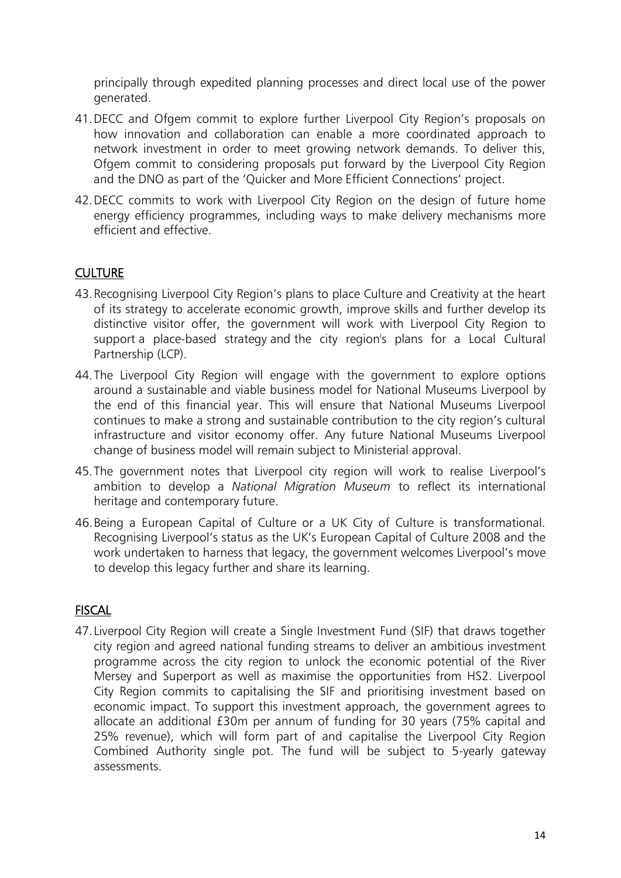principally through expedited planning processes and direct local use of the power generated.

41. DECC and Ofgem commit to explore further Liverpool City Region's proposals on how innovation and collaboration can enable a more coordinated approach to network investment in order to meet growing network demands. To deliver this, Ofgem commit to considering proposals put forward by the Liverpool City Region and the DNO as part of the 'Quicker and More Efficient Connections' project.

42. DECC commits to work with Liverpool City Region on the design of future home energy efficiency programmes, including ways to make delivery mechanisms more efficient and effective.

## CULTURE

43. Recognising Liverpool City Region's plans to place Culture and Creativity at the heart of its strategy to accelerate economic growth, improve skills and further develop its distinctive visitor offer, the government will work with Liverpool City Region to support a place-based strategy and the city region's plans for a Local Cultural Partnership (LCP).

44. The Liverpool City Region will engage with the government to explore options around a sustainable and viable business model for National Museums Liverpool by the end of this financial year. This will ensure that National Museums Liverpool continues to make a strong and sustainable contribution to the city region's cultural infrastructure and visitor economy offer. Any future National Museums Liverpool change of business model will remain subject to Ministerial approval.

45. The government notes that Liverpool city region will work to realise Liverpool's ambition to develop a *National Migration Museum* to reflect its international heritage and contemporary future.

46. Being a European Capital of Culture or a UK City of Culture is transformational. Recognising Liverpool's status as the UK's European Capital of Culture 2008 and the work undertaken to harness that legacy, the government welcomes Liverpool's move to develop this legacy further and share its learning.

## FISCAL

47. Liverpool City Region will create a Single Investment Fund (SIF) that draws together city region and agreed national funding streams to deliver an ambitious investment programme across the city region to unlock the economic potential of the River Mersey and Superport as well as maximise the opportunities from HS2. Liverpool City Region commits to capitalising the SIF and prioritising investment based on economic impact. To support this investment approach, the government agrees to allocate an additional £30m per annum of funding for 30 years (75% capital and 25% revenue), which will form part of and capitalise the Liverpool City Region Combined Authority single pot. The fund will be subject to 5-yearly gateway assessments.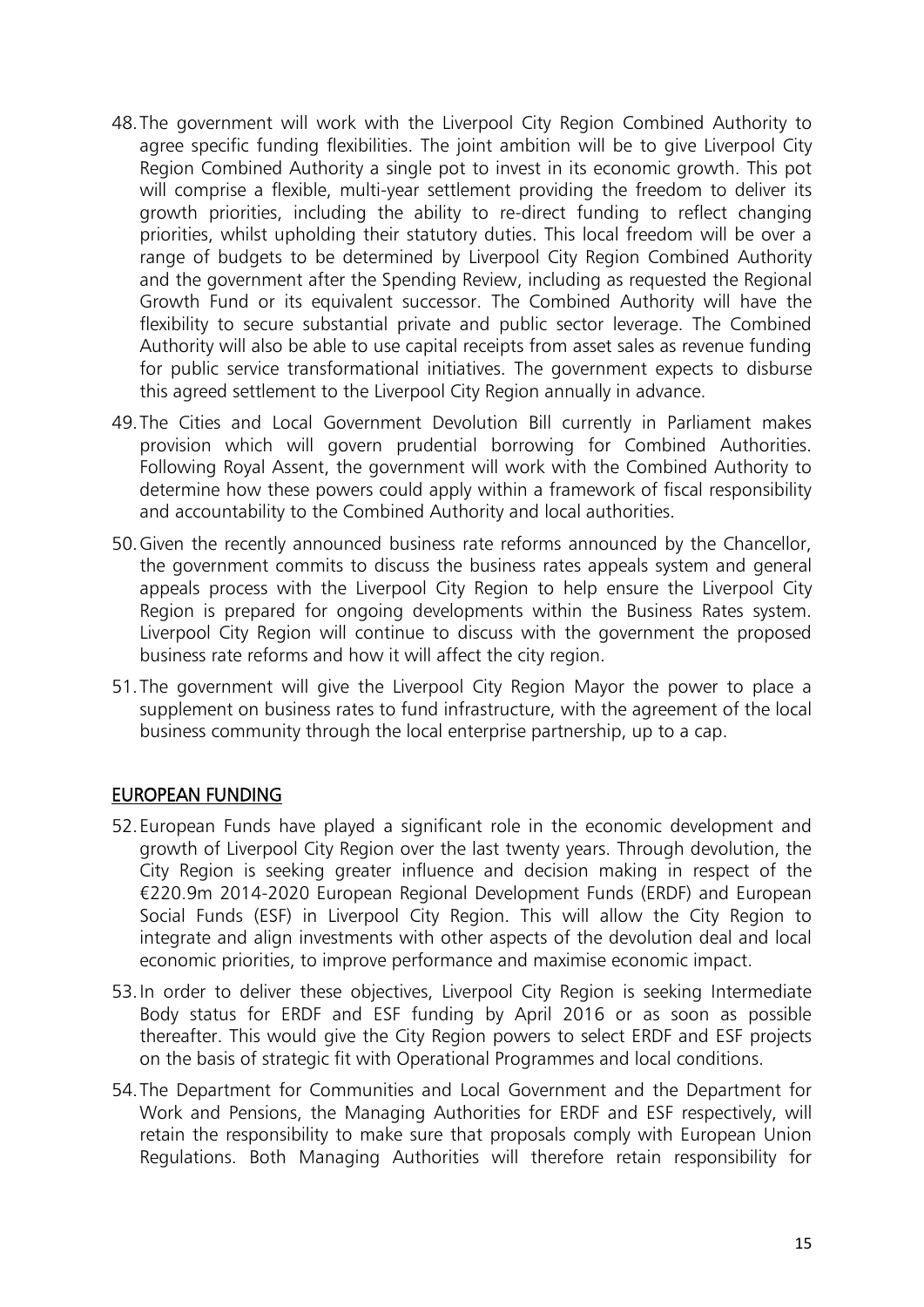48. The government will work with the Liverpool City Region Combined Authority to agree specific funding flexibilities. The joint ambition will be to give Liverpool City Region Combined Authority a single pot to invest in its economic growth. This pot will comprise a flexible, multi-year settlement providing the freedom to deliver its growth priorities, including the ability to re-direct funding to reflect changing priorities, whilst upholding their statutory duties. This local freedom will be over a range of budgets to be determined by Liverpool City Region Combined Authority and the government after the Spending Review, including as requested the Regional Growth Fund or its equivalent successor. The Combined Authority will have the flexibility to secure substantial private and public sector leverage. The Combined Authority will also be able to use capital receipts from asset sales as revenue funding for public service transformational initiatives. The government expects to disburse this agreed settlement to the Liverpool City Region annually in advance.

49. The Cities and Local Government Devolution Bill currently in Parliament makes provision which will govern prudential borrowing for Combined Authorities. Following Royal Assent, the government will work with the Combined Authority to determine how these powers could apply within a framework of fiscal responsibility and accountability to the Combined Authority and local authorities.

50. Given the recently announced business rate reforms announced by the Chancellor, the government commits to discuss the business rates appeals system and general appeals process with the Liverpool City Region to help ensure the Liverpool City Region is prepared for ongoing developments within the Business Rates system. Liverpool City Region will continue to discuss with the government the proposed business rate reforms and how it will affect the city region.

51. The government will give the Liverpool City Region Mayor the power to place a supplement on business rates to fund infrastructure, with the agreement of the local business community through the local enterprise partnership, up to a cap.

## EUROPEAN FUNDING

52. European Funds have played a significant role in the economic development and growth of Liverpool City Region over the last twenty years. Through devolution, the City Region is seeking greater influence and decision making in respect of the €220.9m 2014-2020 European Regional Development Funds (ERDF) and European Social Funds (ESF) in Liverpool City Region. This will allow the City Region to integrate and align investments with other aspects of the devolution deal and local economic priorities, to improve performance and maximise economic impact.

53. In order to deliver these objectives, Liverpool City Region is seeking Intermediate Body status for ERDF and ESF funding by April 2016 or as soon as possible thereafter. This would give the City Region powers to select ERDF and ESF projects on the basis of strategic fit with Operational Programmes and local conditions.

54. The Department for Communities and Local Government and the Department for Work and Pensions, the Managing Authorities for ERDF and ESF respectively, will retain the responsibility to make sure that proposals comply with European Union Regulations. Both Managing Authorities will therefore retain responsibility for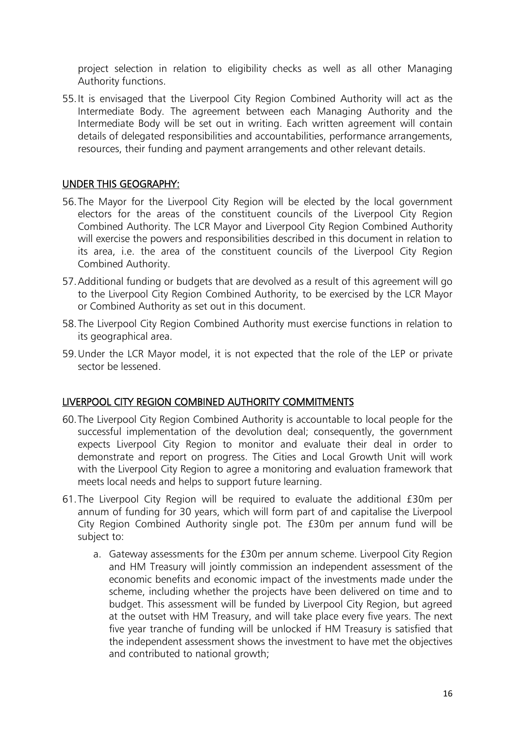project selection in relation to eligibility checks as well as all other Managing Authority functions.

55. It is envisaged that the Liverpool City Region Combined Authority will act as the Intermediate Body. The agreement between each Managing Authority and the Intermediate Body will be set out in writing. Each written agreement will contain details of delegated responsibilities and accountabilities, performance arrangements, resources, their funding and payment arrangements and other relevant details.

## UNDER THIS GEOGRAPHY:

56. The Mayor for the Liverpool City Region will be elected by the local government electors for the areas of the constituent councils of the Liverpool City Region Combined Authority. The LCR Mayor and Liverpool City Region Combined Authority will exercise the powers and responsibilities described in this document in relation to its area, i.e. the area of the constituent councils of the Liverpool City Region Combined Authority.

57. Additional funding or budgets that are devolved as a result of this agreement will go to the Liverpool City Region Combined Authority, to be exercised by the LCR Mayor or Combined Authority as set out in this document.

58. The Liverpool City Region Combined Authority must exercise functions in relation to its geographical area.

59. Under the LCR Mayor model, it is not expected that the role of the LEP or private sector be lessened.

## LIVERPOOL CITY REGION COMBINED AUTHORITY COMMITMENTS

60. The Liverpool City Region Combined Authority is accountable to local people for the successful implementation of the devolution deal; consequently, the government expects Liverpool City Region to monitor and evaluate their deal in order to demonstrate and report on progress. The Cities and Local Growth Unit will work with the Liverpool City Region to agree a monitoring and evaluation framework that meets local needs and helps to support future learning.

61. The Liverpool City Region will be required to evaluate the additional £30m per annum of funding for 30 years, which will form part of and capitalise the Liverpool City Region Combined Authority single pot. The £30m per annum fund will be subject to:

    a. Gateway assessments for the £30m per annum scheme. Liverpool City Region and HM Treasury will jointly commission an independent assessment of the economic benefits and economic impact of the investments made under the scheme, including whether the projects have been delivered on time and to budget. This assessment will be funded by Liverpool City Region, but agreed at the outset with HM Treasury, and will take place every five years. The next five year tranche of funding will be unlocked if HM Treasury is satisfied that the independent assessment shows the investment to have met the objectives and contributed to national growth;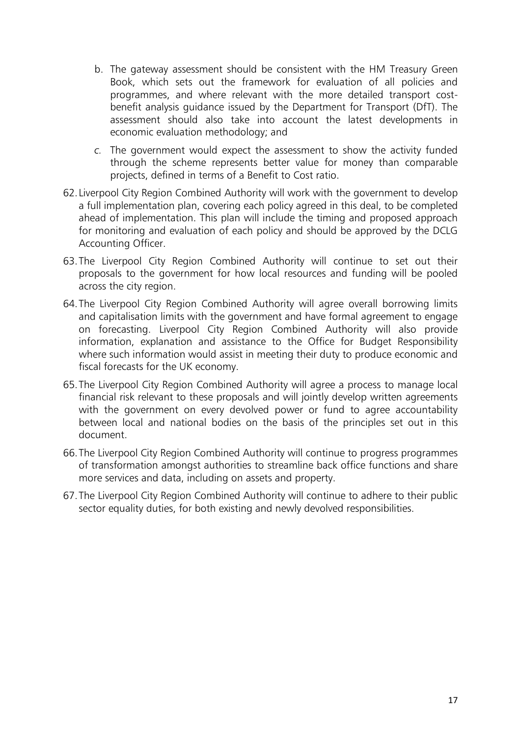b. The gateway assessment should be consistent with the HM Treasury Green Book, which sets out the framework for evaluation of all policies and programmes, and where relevant with the more detailed transport cost-benefit analysis guidance issued by the Department for Transport (DfT). The assessment should also take into account the latest developments in economic evaluation methodology; and

c. The government would expect the assessment to show the activity funded through the scheme represents better value for money than comparable projects, defined in terms of a Benefit to Cost ratio.

62. Liverpool City Region Combined Authority will work with the government to develop a full implementation plan, covering each policy agreed in this deal, to be completed ahead of implementation. This plan will include the timing and proposed approach for monitoring and evaluation of each policy and should be approved by the DCLG Accounting Officer.

63. The Liverpool City Region Combined Authority will continue to set out their proposals to the government for how local resources and funding will be pooled across the city region.

64. The Liverpool City Region Combined Authority will agree overall borrowing limits and capitalisation limits with the government and have formal agreement to engage on forecasting. Liverpool City Region Combined Authority will also provide information, explanation and assistance to the Office for Budget Responsibility where such information would assist in meeting their duty to produce economic and fiscal forecasts for the UK economy.

65. The Liverpool City Region Combined Authority will agree a process to manage local financial risk relevant to these proposals and will jointly develop written agreements with the government on every devolved power or fund to agree accountability between local and national bodies on the basis of the principles set out in this document.

66. The Liverpool City Region Combined Authority will continue to progress programmes of transformation amongst authorities to streamline back office functions and share more services and data, including on assets and property.

67. The Liverpool City Region Combined Authority will continue to adhere to their public sector equality duties, for both existing and newly devolved responsibilities.